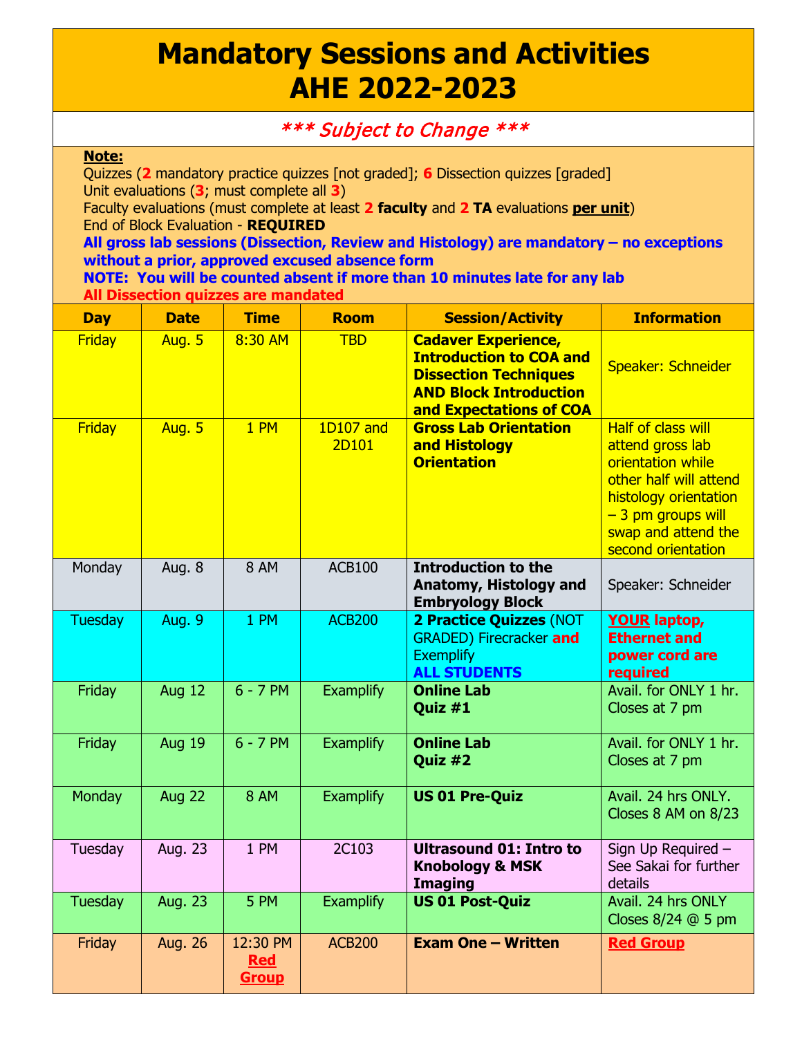# Mandatory Sessions and Activities AHE 2022-2023

*** Subject to Change ***

**Note:**

Quizzes (**2** mandatory practice quizzes [not graded]; **6** Dissection quizzes [graded]

Unit evaluations (**3**; must complete all **3**)

Faculty evaluations (must complete at least **2 faculty** and **2 TA** evaluations **per unit**)

End of Block Evaluation - **REQUIRED**

**All gross lab sessions (Dissection, Review and Histology) are mandatory – no exceptions without a prior, approved excused absence form**

**NOTE: You will be counted absent if more than 10 minutes late for any lab**

**All Dissection quizzes are mandated**

| Day | Date | Time | Room | Session/Activity | Information |
| --- | --- | --- | --- | --- | --- |
| Friday | Aug. 5 | 8:30 AM | TBD | **Cadaver Experience, Introduction to COA and Dissection Techniques AND Block Introduction and Expectations of COA** | Speaker: Schneider |
| Friday | Aug. 5 | 1 PM | 1D107 and 2D101 | **Gross Lab Orientation and Histology Orientation** | Half of class will attend gross lab orientation while other half will attend histology orientation – 3 pm groups will swap and attend the second orientation |
| Monday | Aug. 8 | 8 AM | ACB100 | **Introduction to the Anatomy, Histology and Embryology Block** | Speaker: Schneider |
| Tuesday | Aug. 9 | 1 PM | ACB200 | **2 Practice Quizzes** (NOT GRADED) Firecracker **and** Exemplify **ALL STUDENTS** | **YOUR laptop, Ethernet and power cord are required** |
| Friday | Aug 12 | 6 - 7 PM | Examplify | **Online Lab Quiz #1** | Avail. for ONLY 1 hr. Closes at 7 pm |
| Friday | Aug 19 | 6 - 7 PM | Examplify | **Online Lab Quiz #2** | Avail. for ONLY 1 hr. Closes at 7 pm |
| Monday | Aug 22 | 8 AM | Examplify | **US 01 Pre-Quiz** | Avail. 24 hrs ONLY. Closes 8 AM on 8/23 |
| Tuesday | Aug. 23 | 1 PM | 2C103 | **Ultrasound 01: Intro to Knobology & MSK Imaging** | Sign Up Required – See Sakai for further details |
| Tuesday | Aug. 23 | 5 PM | Examplify | **US 01 Post-Quiz** | Avail. 24 hrs ONLY Closes 8/24 @ 5 pm |
| Friday | Aug. 26 | 12:30 PM **Red Group** | ACB200 | **Exam One – Written** | **Red Group** |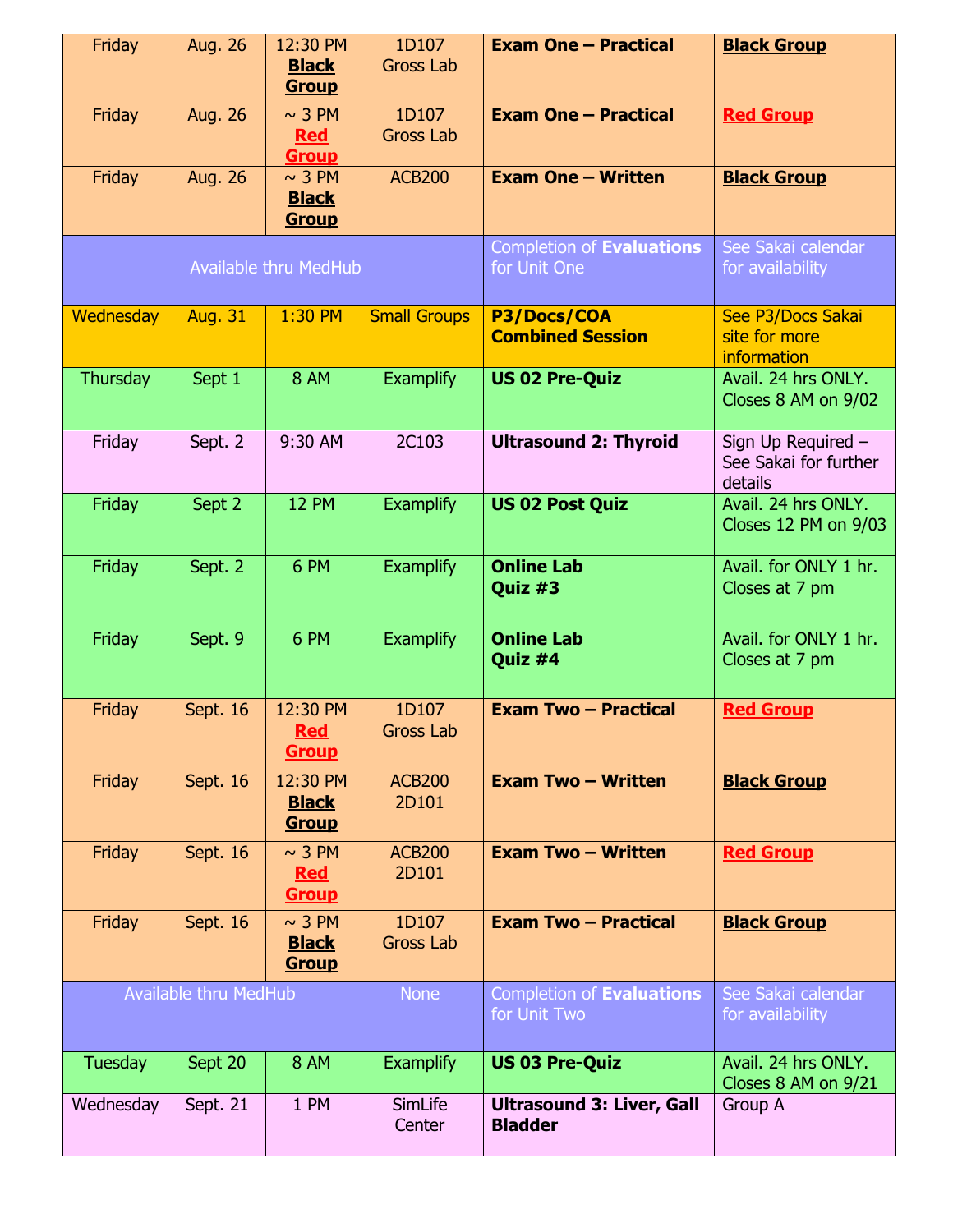| | | | | | |
|---|---|---|---|---|---|
| Friday | Aug. 26 | 12:30 PM **Black Group** | 1D107 Gross Lab | **Exam One – Practical** | **Black Group** |
| Friday | Aug. 26 | ~ 3 PM **Red Group** | 1D107 Gross Lab | **Exam One – Practical** | **Red Group** |
| Friday | Aug. 26 | ~ 3 PM **Black Group** | ACB200 | **Exam One – Written** | **Black Group** |
| Available thru MedHub | | | | Completion of **Evaluations** for Unit One | See Sakai calendar for availability |
| Wednesday | Aug. 31 | 1:30 PM | Small Groups | **P3/Docs/COA Combined Session** | See P3/Docs Sakai site for more information |
| Thursday | Sept 1 | 8 AM | Examplify | **US 02 Pre-Quiz** | Avail. 24 hrs ONLY. Closes 8 AM on 9/02 |
| Friday | Sept. 2 | 9:30 AM | 2C103 | **Ultrasound 2: Thyroid** | Sign Up Required – See Sakai for further details |
| Friday | Sept 2 | 12 PM | Examplify | **US 02 Post Quiz** | Avail. 24 hrs ONLY. Closes 12 PM on 9/03 |
| Friday | Sept. 2 | 6 PM | Examplify | **Online Lab Quiz #3** | Avail. for ONLY 1 hr. Closes at 7 pm |
| Friday | Sept. 9 | 6 PM | Examplify | **Online Lab Quiz #4** | Avail. for ONLY 1 hr. Closes at 7 pm |
| Friday | Sept. 16 | 12:30 PM **Red Group** | 1D107 Gross Lab | **Exam Two – Practical** | **Red Group** |
| Friday | Sept. 16 | 12:30 PM **Black Group** | ACB200 2D101 | **Exam Two – Written** | **Black Group** |
| Friday | Sept. 16 | ~ 3 PM **Red Group** | ACB200 2D101 | **Exam Two – Written** | **Red Group** |
| Friday | Sept. 16 | ~ 3 PM **Black Group** | 1D107 Gross Lab | **Exam Two – Practical** | **Black Group** |
| Available thru MedHub | | | None | Completion of **Evaluations** for Unit Two | See Sakai calendar for availability |
| Tuesday | Sept 20 | 8 AM | Examplify | **US 03 Pre-Quiz** | Avail. 24 hrs ONLY. Closes 8 AM on 9/21 |
| Wednesday | Sept. 21 | 1 PM | SimLife Center | **Ultrasound 3: Liver, Gall Bladder** | Group A |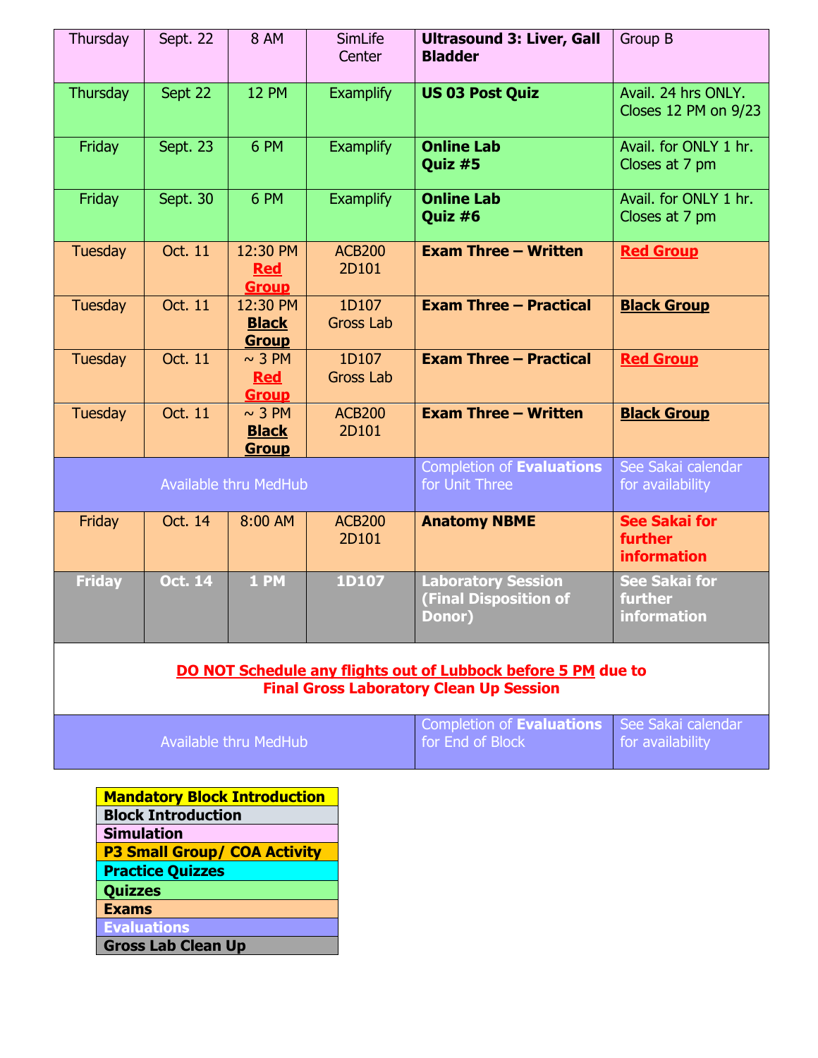| | | | | | |
|---|---|---|---|---|---|
| Thursday | Sept. 22 | 8 AM | SimLife Center | **Ultrasound 3: Liver, Gall Bladder** | Group B |
| Thursday | Sept 22 | 12 PM | Examplify | **US 03 Post Quiz** | Avail. 24 hrs ONLY. Closes 12 PM on 9/23 |
| Friday | Sept. 23 | 6 PM | Examplify | **Online Lab Quiz #5** | Avail. for ONLY 1 hr. Closes at 7 pm |
| Friday | Sept. 30 | 6 PM | Examplify | **Online Lab Quiz #6** | Avail. for ONLY 1 hr. Closes at 7 pm |
| Tuesday | Oct. 11 | 12:30 PM **Red Group** | ACB200 2D101 | **Exam Three – Written** | **Red Group** |
| Tuesday | Oct. 11 | 12:30 PM **Black Group** | 1D107 Gross Lab | **Exam Three – Practical** | **Black Group** |
| Tuesday | Oct. 11 | ~ 3 PM **Red Group** | 1D107 Gross Lab | **Exam Three – Practical** | **Red Group** |
| Tuesday | Oct. 11 | ~ 3 PM **Black Group** | ACB200 2D101 | **Exam Three – Written** | **Black Group** |
| Available thru MedHub | | | | Completion of **Evaluations** for Unit Three | See Sakai calendar for availability |
| Friday | Oct. 14 | 8:00 AM | ACB200 2D101 | **Anatomy NBME** | **See Sakai for further information** |
| **Friday** | **Oct. 14** | **1 PM** | **1D107** | **Laboratory Session (Final Disposition of Donor)** | **See Sakai for further information** |
| **DO NOT Schedule any flights out of Lubbock before 5 PM due to Final Gross Laboratory Clean Up Session** | | | | | |
| Available thru MedHub | | | | Completion of **Evaluations** for End of Block | See Sakai calendar for availability |

| |
|---|
| **Mandatory Block Introduction** |
| **Block Introduction** |
| **Simulation** |
| **P3 Small Group/ COA Activity** |
| **Practice Quizzes** |
| **Quizzes** |
| **Exams** |
| **Evaluations** |
| **Gross Lab Clean Up** |